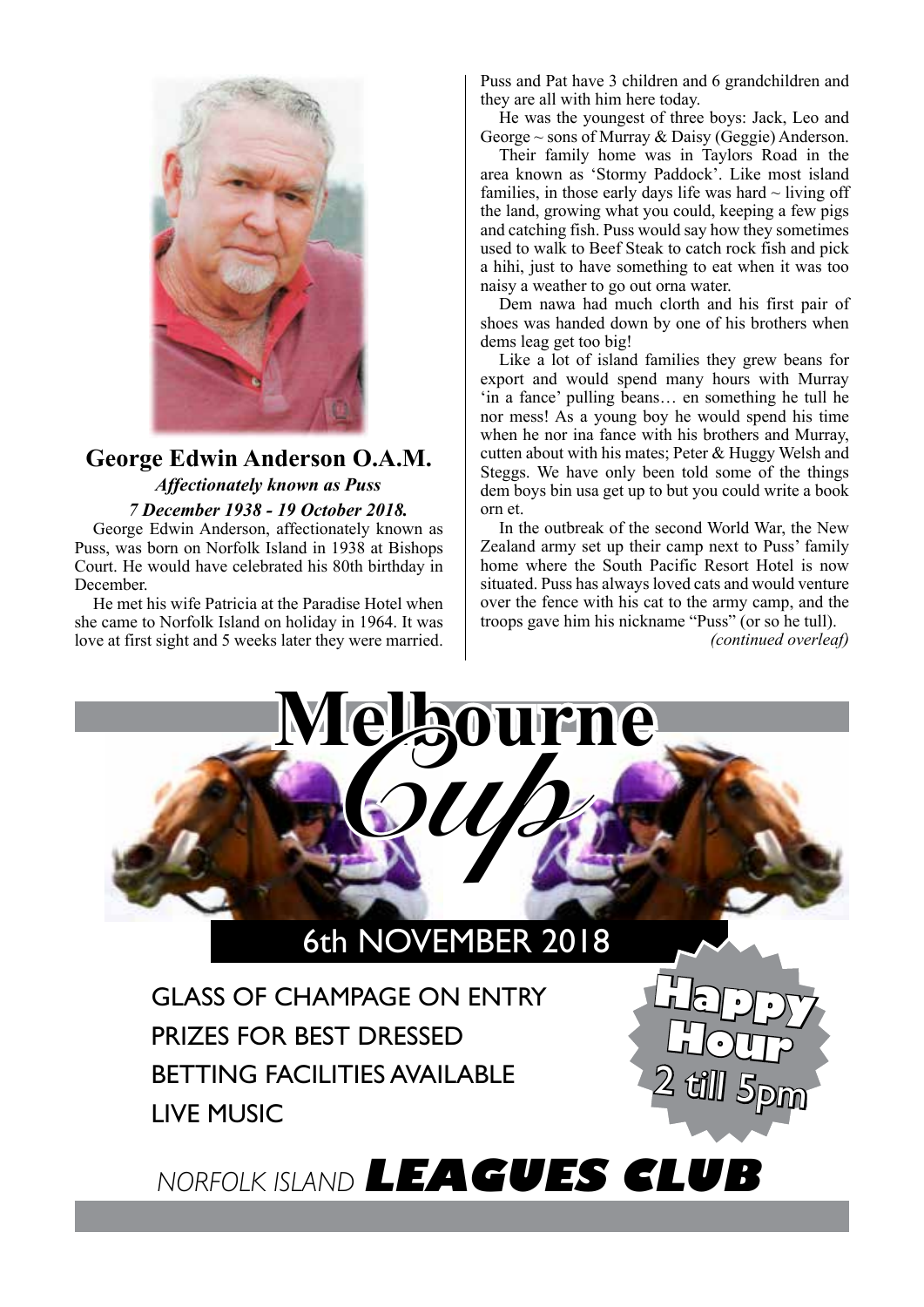## George Edwin Anderson O.A.M.

***Affectionately known as Puss***

***7 December 1938 - 19 October 2018.***

George Edwin Anderson, affectionately known as Puss, was born on Norfolk Island in 1938 at Bishops Court. He would have celebrated his 80th birthday in December.

He met his wife Patricia at the Paradise Hotel when she came to Norfolk Island on holiday in 1964. It was love at first sight and 5 weeks later they were married. Puss and Pat have 3 children and 6 grandchildren and they are all with him here today.

He was the youngest of three boys: Jack, Leo and George ~ sons of Murray & Daisy (Geggie) Anderson.

Their family home was in Taylors Road in the area known as 'Stormy Paddock'. Like most island families, in those early days life was hard ~ living off the land, growing what you could, keeping a few pigs and catching fish. Puss would say how they sometimes used to walk to Beef Steak to catch rock fish and pick a hihi, just to have something to eat when it was too naisy a weather to go out orna water.

Dem nawa had much clorth and his first pair of shoes was handed down by one of his brothers when dems leag get too big!

Like a lot of island families they grew beans for export and would spend many hours with Murray 'in a fance' pulling beans… en something he tull he nor mess! As a young boy he would spend his time when he nor ina fance with his brothers and Murray, cutten about with his mates; Peter & Huggy Welsh and Steggs. We have only been told some of the things dem boys bin usa get up to but you could write a book orn et.

In the outbreak of the second World War, the New Zealand army set up their camp next to Puss' family home where the South Pacific Resort Hotel is now situated. Puss has always loved cats and would venture over the fence with his cat to the army camp, and the troops gave him his nickname "Puss" (or so he tull).

*(continued overleaf)*

---

# Melbourne Cup

## 6th NOVEMBER 2018

GLASS OF CHAMPAGE ON ENTRY

PRIZES FOR BEST DRESSED

BETTING FACILITIES AVAILABLE

LIVE MUSIC

**Happy Hour 2 till 5pm**

NORFOLK ISLAND **LEAGUES CLUB**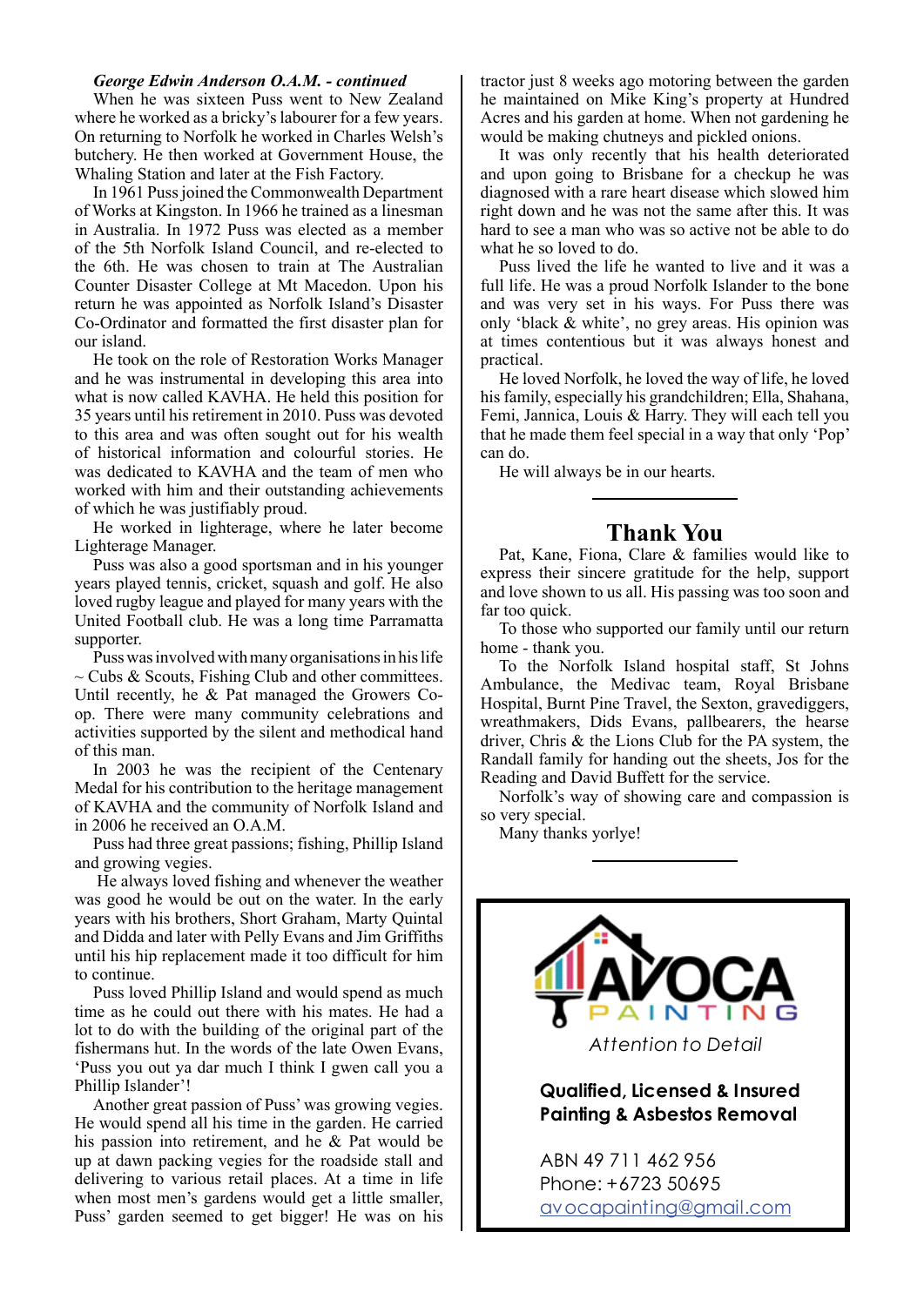***George Edwin Anderson O.A.M. - continued***

When he was sixteen Puss went to New Zealand where he worked as a bricky's labourer for a few years. On returning to Norfolk he worked in Charles Welsh's butchery. He then worked at Government House, the Whaling Station and later at the Fish Factory.

In 1961 Puss joined the Commonwealth Department of Works at Kingston. In 1966 he trained as a linesman in Australia. In 1972 Puss was elected as a member of the 5th Norfolk Island Council, and re-elected to the 6th. He was chosen to train at The Australian Counter Disaster College at Mt Macedon. Upon his return he was appointed as Norfolk Island's Disaster Co-Ordinator and formatted the first disaster plan for our island.

He took on the role of Restoration Works Manager and he was instrumental in developing this area into what is now called KAVHA. He held this position for 35 years until his retirement in 2010. Puss was devoted to this area and was often sought out for his wealth of historical information and colourful stories. He was dedicated to KAVHA and the team of men who worked with him and their outstanding achievements of which he was justifiably proud.

He worked in lighterage, where he later become Lighterage Manager.

Puss was also a good sportsman and in his younger years played tennis, cricket, squash and golf. He also loved rugby league and played for many years with the United Football club. He was a long time Parramatta supporter.

Puss was involved with many organisations in his life ~ Cubs & Scouts, Fishing Club and other committees. Until recently, he & Pat managed the Growers Co-op. There were many community celebrations and activities supported by the silent and methodical hand of this man.

In 2003 he was the recipient of the Centenary Medal for his contribution to the heritage management of KAVHA and the community of Norfolk Island and in 2006 he received an O.A.M.

Puss had three great passions; fishing, Phillip Island and growing vegies.

He always loved fishing and whenever the weather was good he would be out on the water. In the early years with his brothers, Short Graham, Marty Quintal and Didda and later with Pelly Evans and Jim Griffiths until his hip replacement made it too difficult for him to continue.

Puss loved Phillip Island and would spend as much time as he could out there with his mates. He had a lot to do with the building of the original part of the fishermans hut. In the words of the late Owen Evans, 'Puss you out ya dar much I think I gwen call you a Phillip Islander'!

Another great passion of Puss' was growing vegies. He would spend all his time in the garden. He carried his passion into retirement, and he & Pat would be up at dawn packing vegies for the roadside stall and delivering to various retail places. At a time in life when most men's gardens would get a little smaller, Puss' garden seemed to get bigger! He was on his tractor just 8 weeks ago motoring between the garden he maintained on Mike King's property at Hundred Acres and his garden at home. When not gardening he would be making chutneys and pickled onions.

It was only recently that his health deteriorated and upon going to Brisbane for a checkup he was diagnosed with a rare heart disease which slowed him right down and he was not the same after this. It was hard to see a man who was so active not be able to do what he so loved to do.

Puss lived the life he wanted to live and it was a full life. He was a proud Norfolk Islander to the bone and was very set in his ways. For Puss there was only 'black & white', no grey areas. His opinion was at times contentious but it was always honest and practical.

He loved Norfolk, he loved the way of life, he loved his family, especially his grandchildren; Ella, Shahana, Femi, Jannica, Louis & Harry. They will each tell you that he made them feel special in a way that only 'Pop' can do.

He will always be in our hearts.

## Thank You

Pat, Kane, Fiona, Clare & families would like to express their sincere gratitude for the help, support and love shown to us all. His passing was too soon and far too quick.

To those who supported our family until our return home - thank you.

To the Norfolk Island hospital staff, St Johns Ambulance, the Medivac team, Royal Brisbane Hospital, Burnt Pine Travel, the Sexton, gravediggers, wreathmakers, Dids Evans, pallbearers, the hearse driver, Chris & the Lions Club for the PA system, the Randall family for handing out the sheets, Jos for the Reading and David Buffett for the service.

Norfolk's way of showing care and compassion is so very special.

Many thanks yorlye!

AVOCA PAINTING

*Attention to Detail*

**Qualified, Licensed & Insured**
**Painting & Asbestos Removal**

ABN 49 711 462 956
Phone: +6723 50695
avocapainting@gmail.com